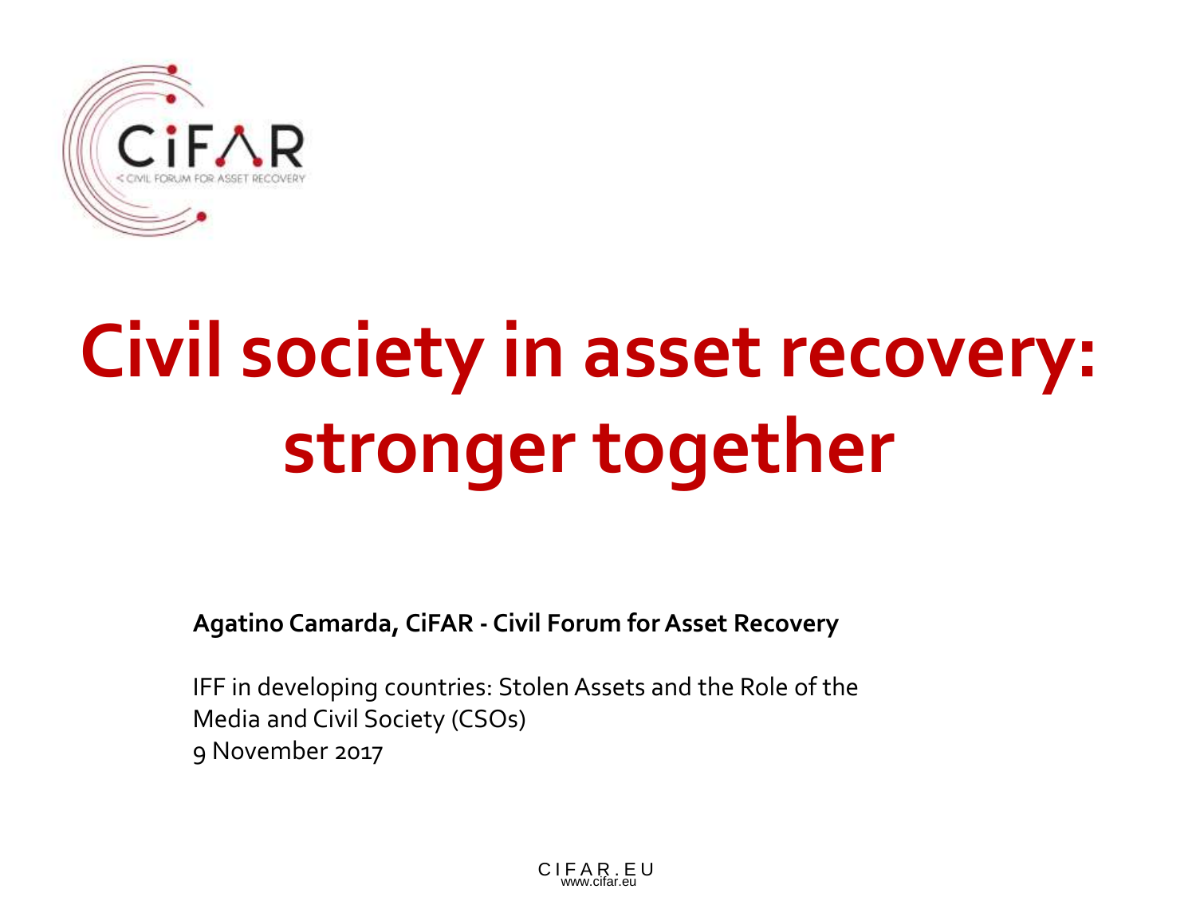# Civil society in asset recovery: stronger together

**Agatino Camarda, CiFAR - Civil Forum for Asset Recovery**

IFF in developing countries: Stolen Assets and the Role of the Media and Civil Society (CSOs)
9 November 2017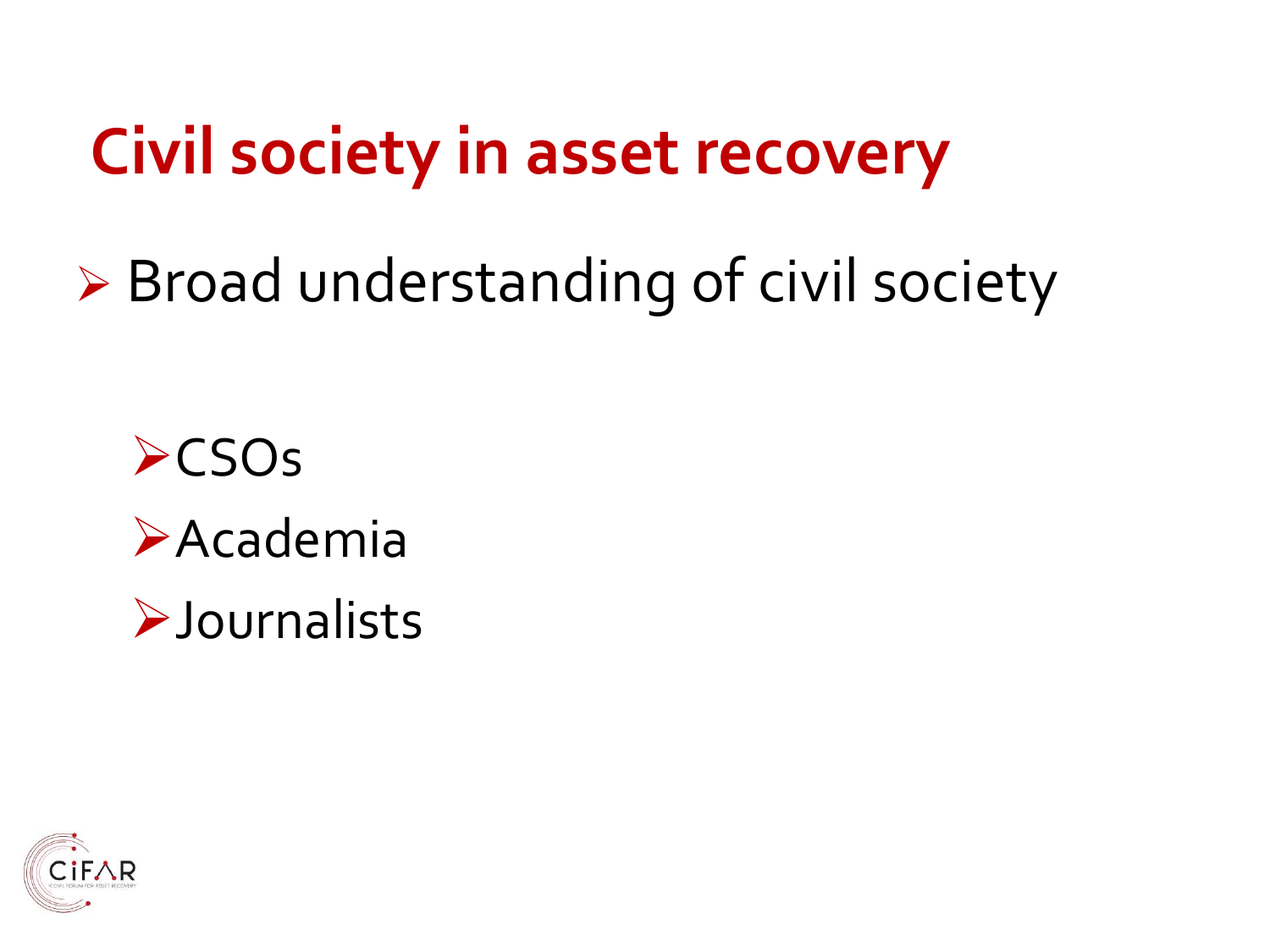# Civil society in asset recovery

- Broad understanding of civil society
  - CSOs
  - Academia
  - Journalists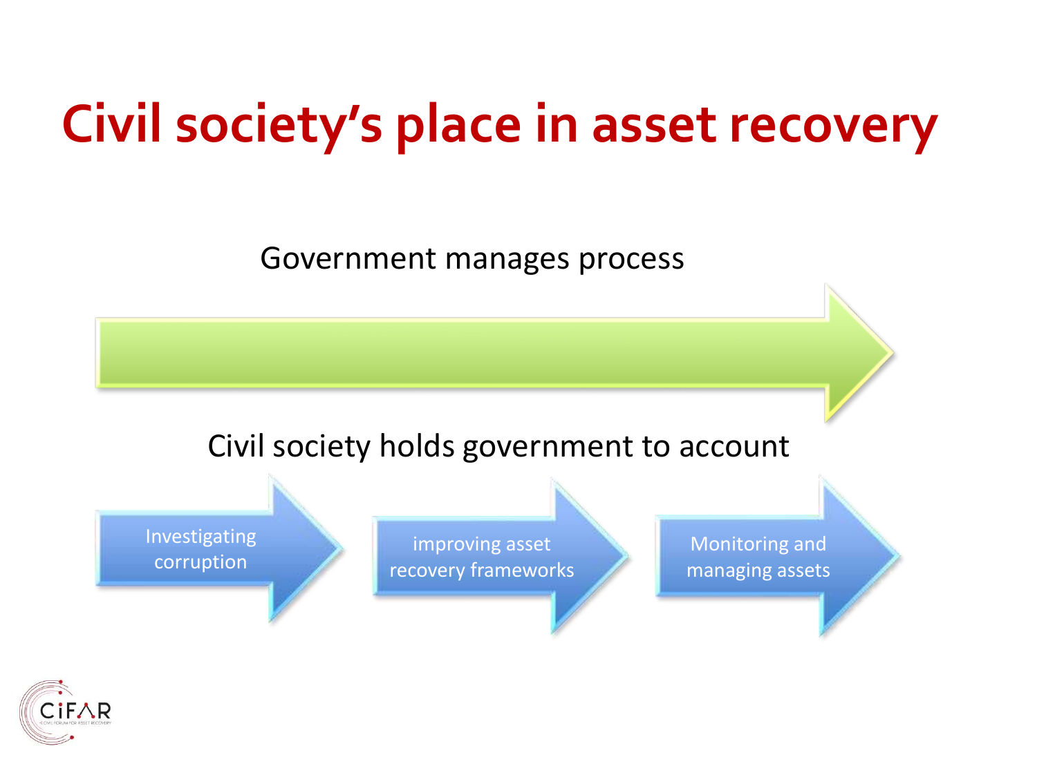# Civil society's place in asset recovery

Government manages process

Civil society holds government to account

- Investigating corruption
- improving asset recovery frameworks
- Monitoring and managing assets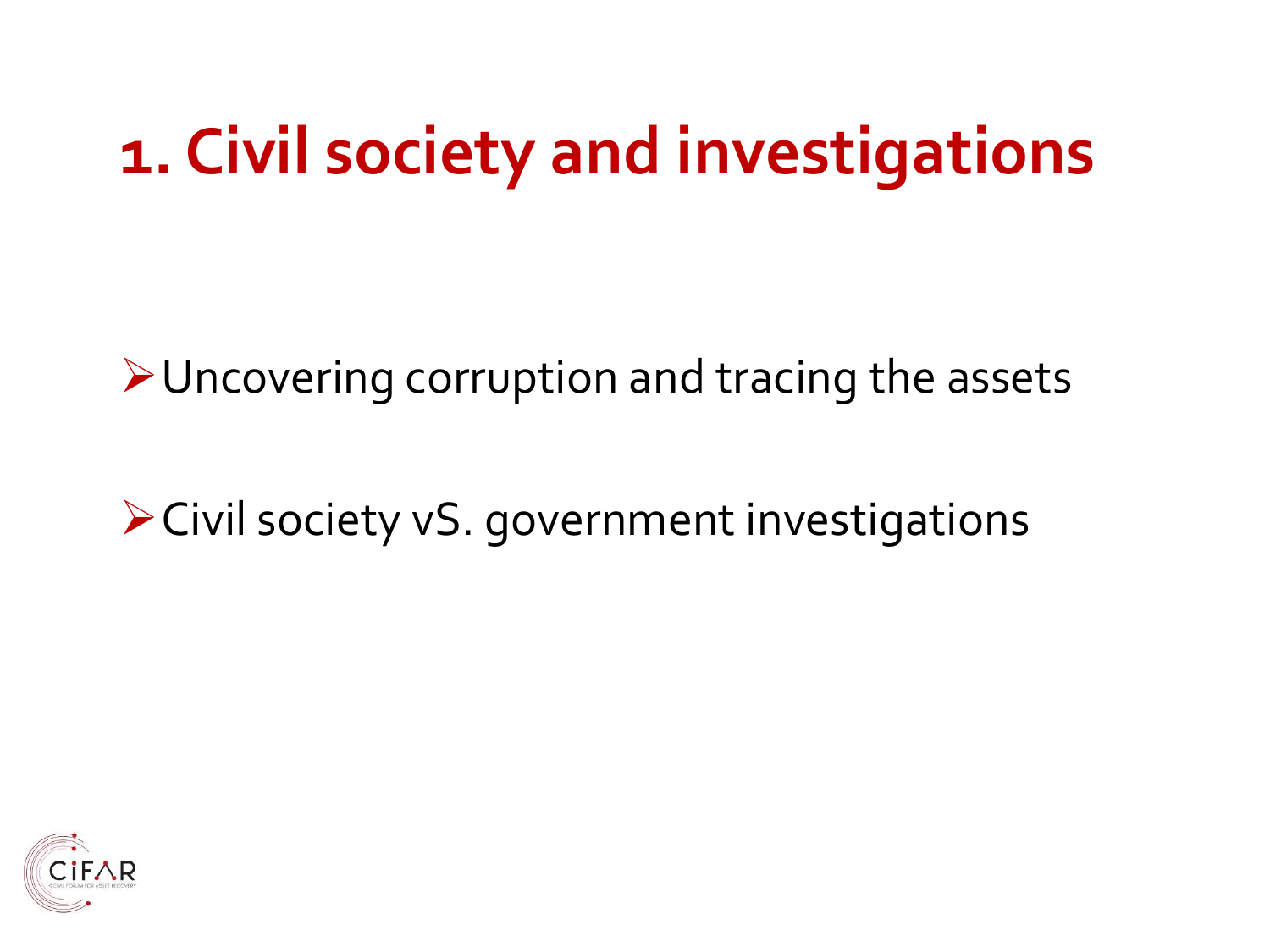# 1. Civil society and investigations

- Uncovering corruption and tracing the assets
- Civil society vS. government investigations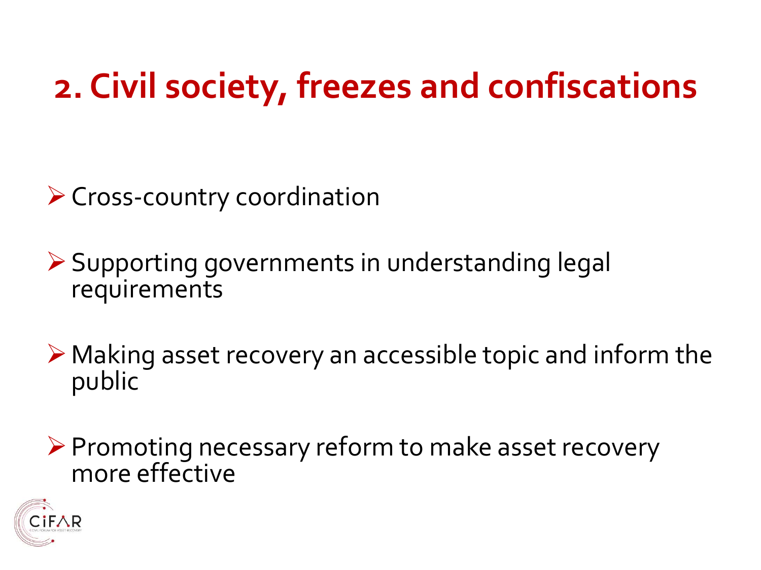# 2. Civil society, freezes and confiscations

- Cross-country coordination
- Supporting governments in understanding legal requirements
- Making asset recovery an accessible topic and inform the public
- Promoting necessary reform to make asset recovery more effective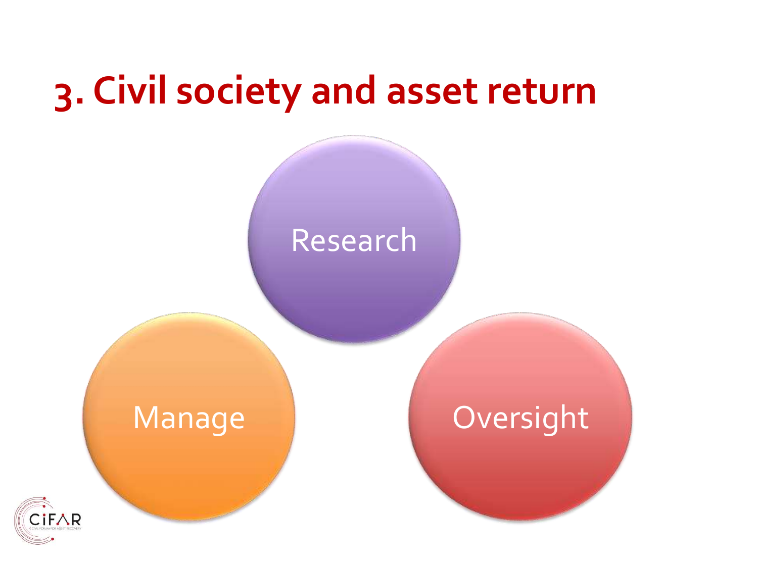# 3. Civil society and asset return

- Research
- Manage
- Oversight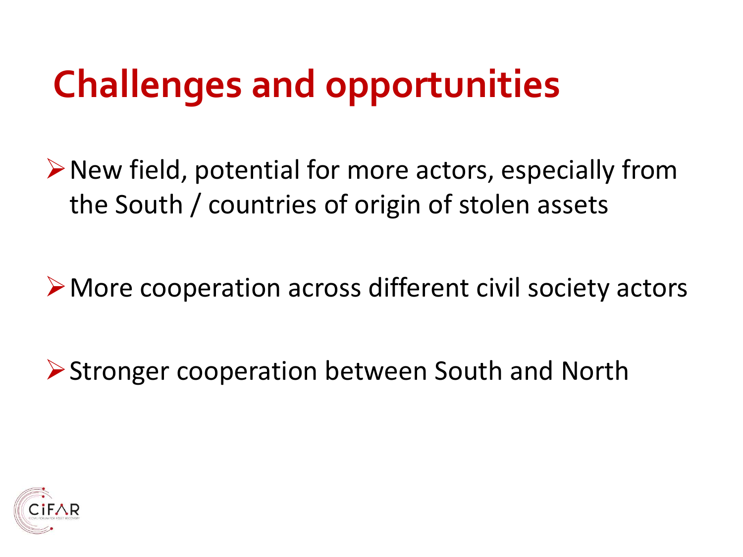# Challenges and opportunities

- New field, potential for more actors, especially from the South / countries of origin of stolen assets
- More cooperation across different civil society actors
- Stronger cooperation between South and North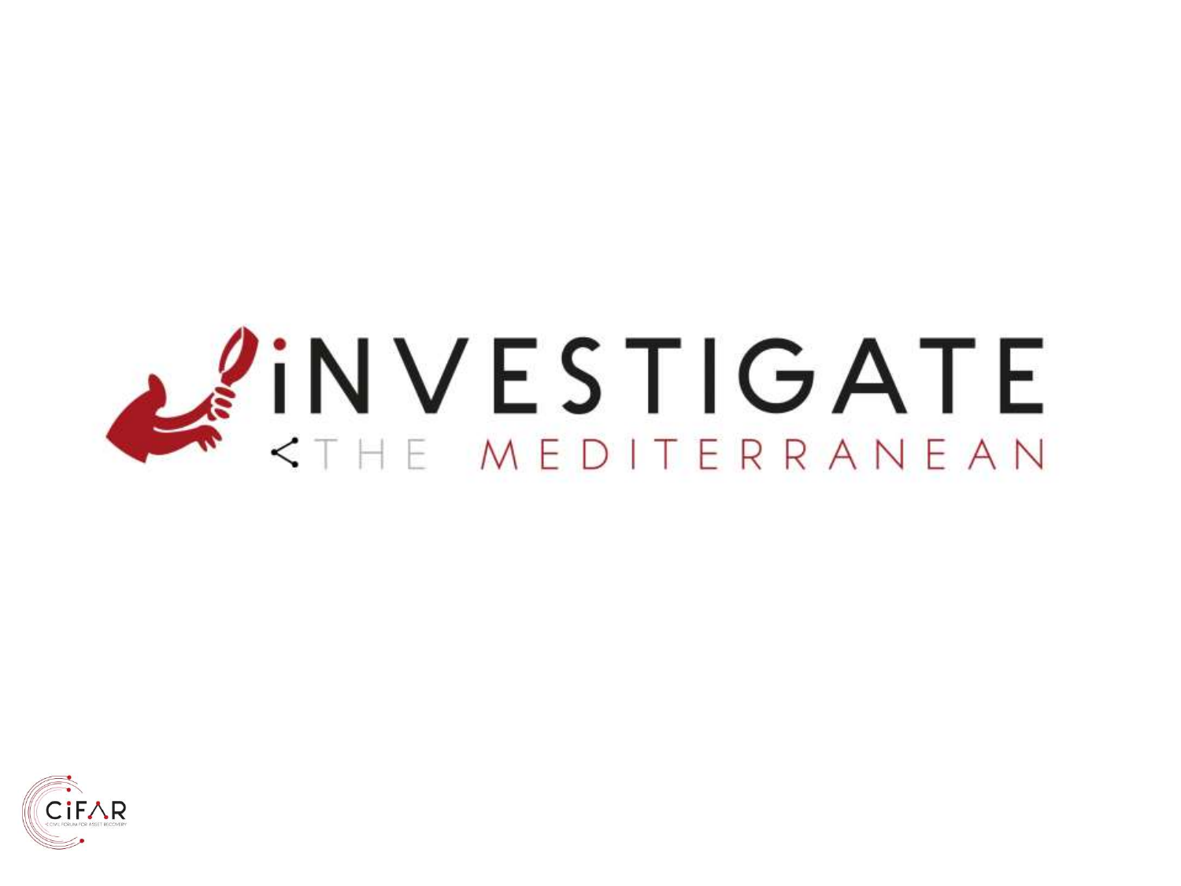# iNVESTIGATE THE MEDITERRANEAN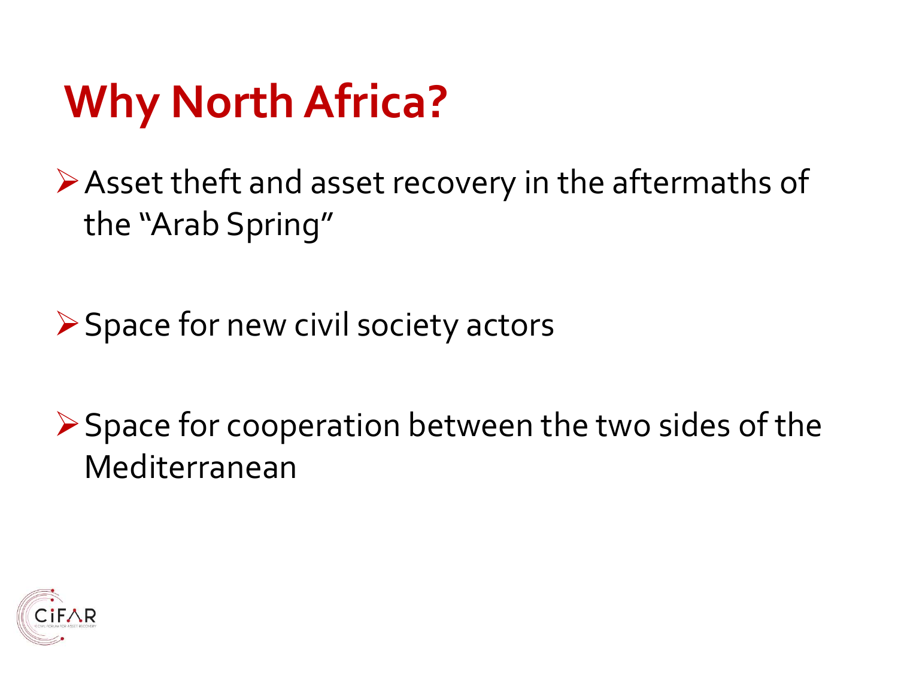# Why North Africa?

- Asset theft and asset recovery in the aftermaths of the “Arab Spring”
- Space for new civil society actors
- Space for cooperation between the two sides of the Mediterranean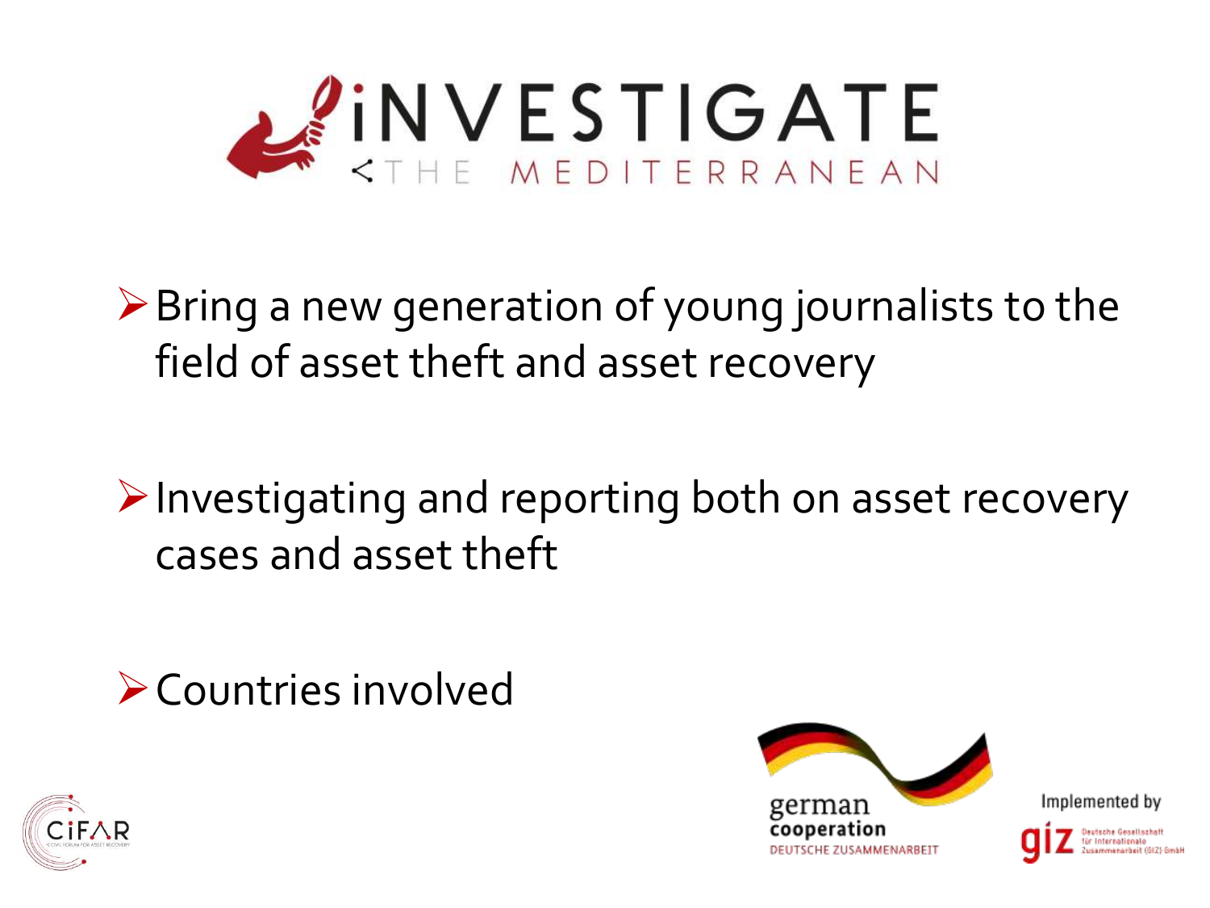# iNVESTIGATE THE MEDITERRANEAN

- Bring a new generation of young journalists to the field of asset theft and asset recovery

- Investigating and reporting both on asset recovery cases and asset theft

- Countries involved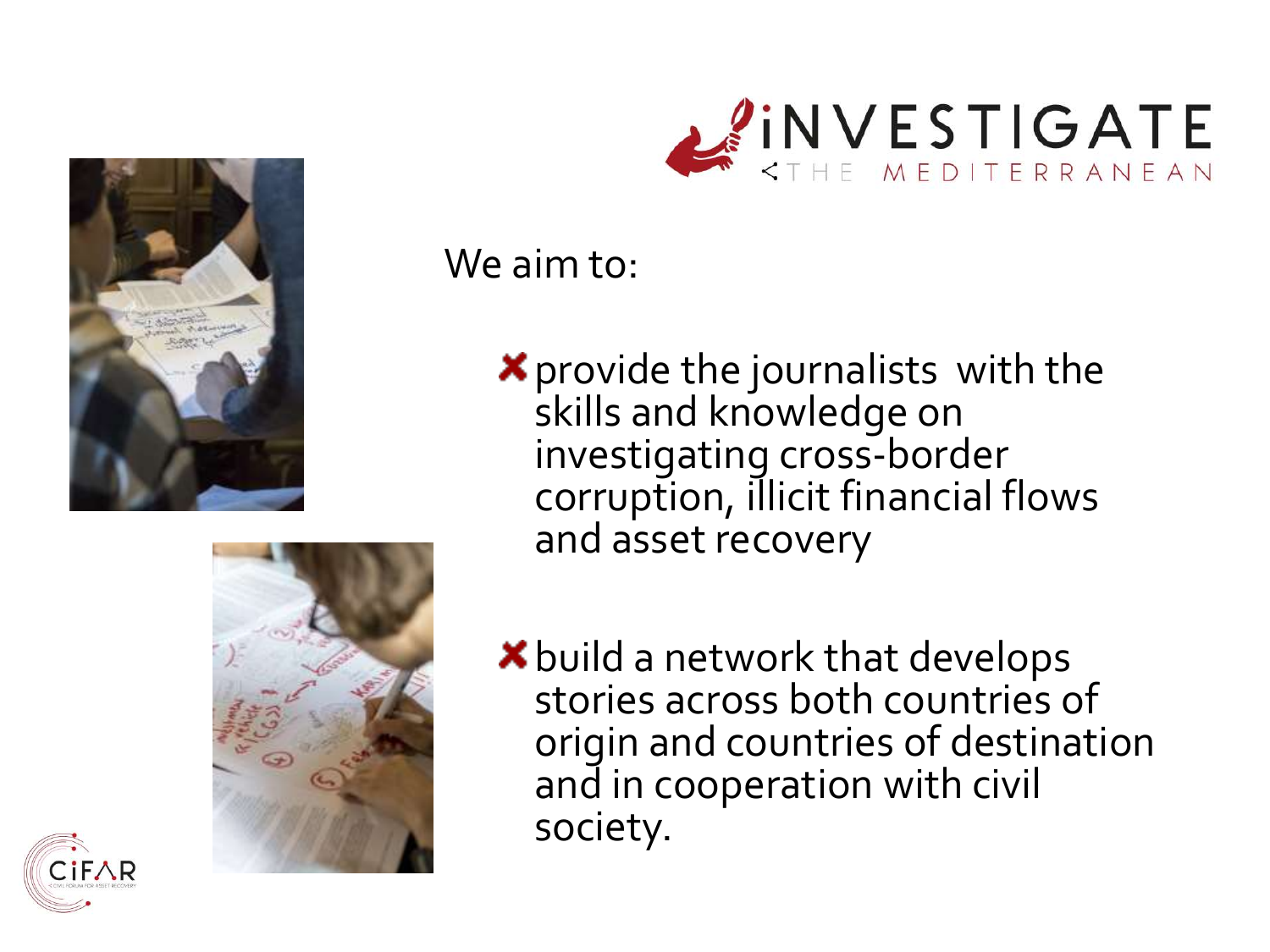We aim to:

- provide the journalists with the skills and knowledge on investigating cross-border corruption, illicit financial flows and asset recovery

- build a network that develops stories across both countries of origin and countries of destination and in cooperation with civil society.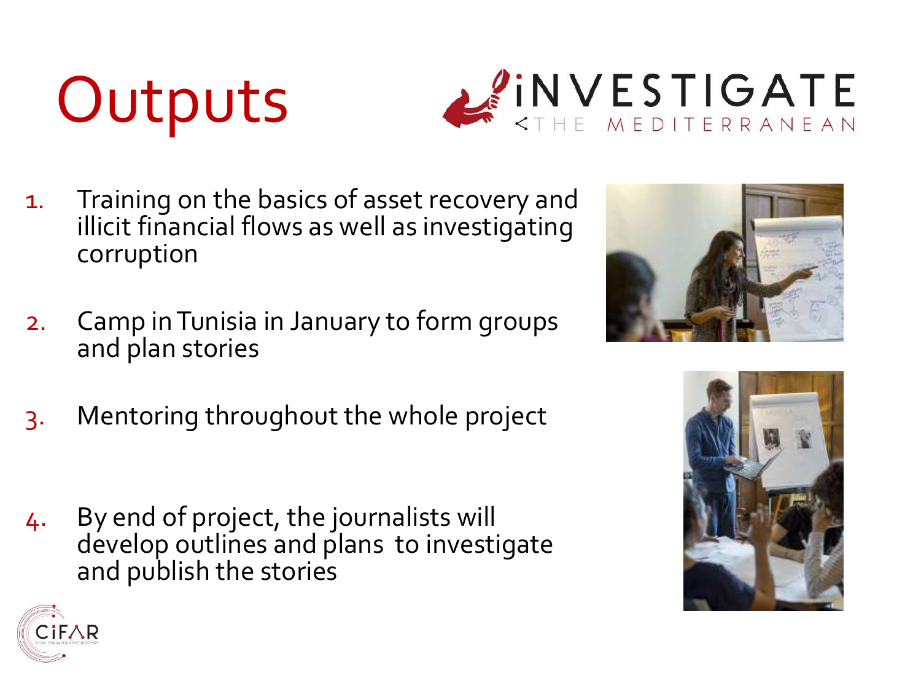# Outputs

1. Training on the basics of asset recovery and illicit financial flows as well as investigating corruption

2. Camp in Tunisia in January to form groups and plan stories

3. Mentoring throughout the whole project

4. By end of project, the journalists will develop outlines and plans to investigate and publish the stories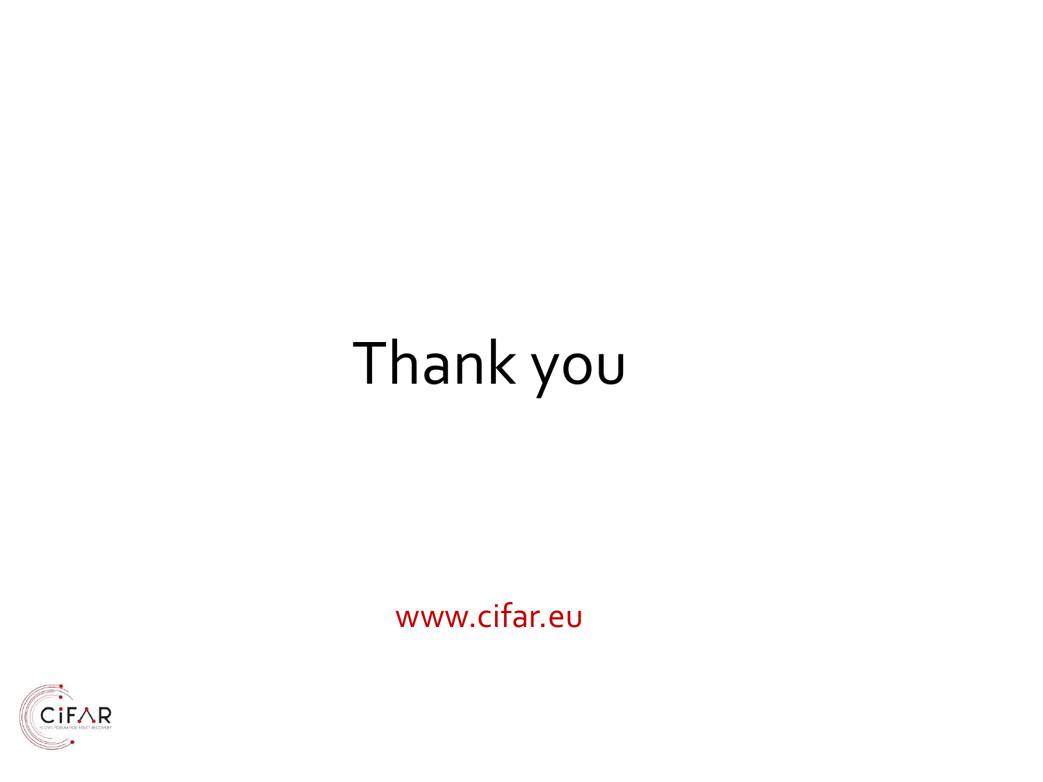# Thank you

www.cifar.eu